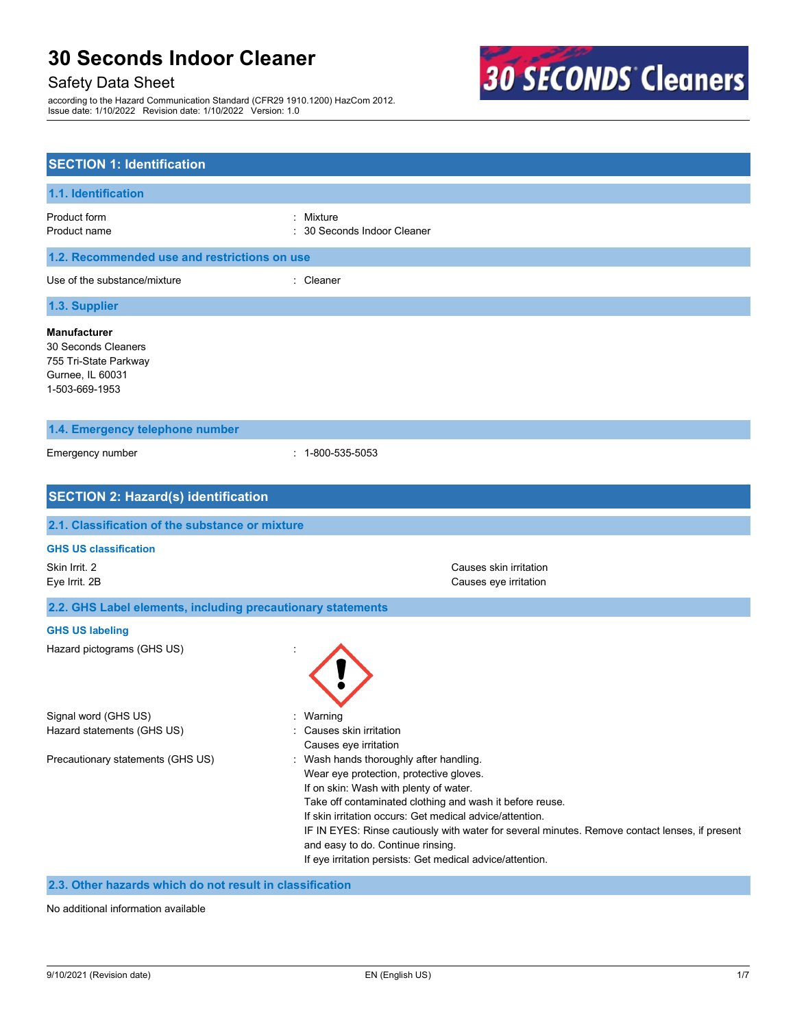# 30 Seconds Indoor Cleaner

Safety Data Sheet

according to the Hazard Communication Standard (CFR29 1910.1200) HazCom 2012.
Issue date: 1/10/2022 Revision date: 1/10/2022 Version: 1.0

## SECTION 1: Identification

### 1.1. Identification

Product form : Mixture
Product name : 30 Seconds Indoor Cleaner

### 1.2. Recommended use and restrictions on use

Use of the substance/mixture : Cleaner

### 1.3. Supplier

**Manufacturer**
30 Seconds Cleaners
755 Tri-State Parkway
Gurnee, IL 60031
1-503-669-1953

### 1.4. Emergency telephone number

Emergency number : 1-800-535-5053

## SECTION 2: Hazard(s) identification

### 2.1. Classification of the substance or mixture

**GHS US classification**

| | |
|---|---|
| Skin Irrit. 2 | Causes skin irritation |
| Eye Irrit. 2B | Causes eye irritation |

### 2.2. GHS Label elements, including precautionary statements

**GHS US labeling**

Hazard pictograms (GHS US) :

Signal word (GHS US) : Warning

Hazard statements (GHS US) : Causes skin irritation
Causes eye irritation

Precautionary statements (GHS US) : Wash hands thoroughly after handling.
Wear eye protection, protective gloves.
If on skin: Wash with plenty of water.
Take off contaminated clothing and wash it before reuse.
If skin irritation occurs: Get medical advice/attention.
IF IN EYES: Rinse cautiously with water for several minutes. Remove contact lenses, if present and easy to do. Continue rinsing.
If eye irritation persists: Get medical advice/attention.

### 2.3. Other hazards which do not result in classification

No additional information available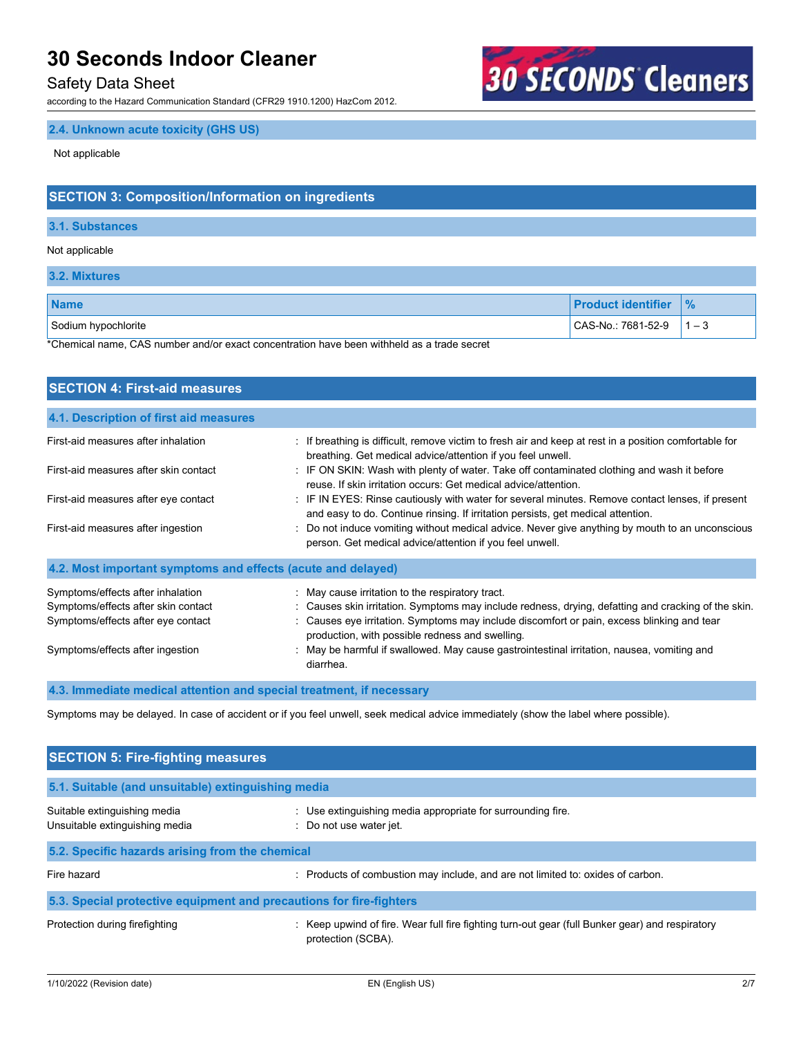### 2.4. Unknown acute toxicity (GHS US)

Not applicable

## SECTION 3: Composition/Information on ingredients

### 3.1. Substances

Not applicable

### 3.2. Mixtures

| Name | Product identifier | % |
|---|---|---|
| Sodium hypochlorite | CAS-No.: 7681-52-9 | 1 – 3 |

*Chemical name, CAS number and/or exact concentration have been withheld as a trade secret

## SECTION 4: First-aid measures

### 4.1. Description of first aid measures

First-aid measures after inhalation : If breathing is difficult, remove victim to fresh air and keep at rest in a position comfortable for breathing. Get medical advice/attention if you feel unwell.

First-aid measures after skin contact : IF ON SKIN: Wash with plenty of water. Take off contaminated clothing and wash it before reuse. If skin irritation occurs: Get medical advice/attention.

First-aid measures after eye contact : IF IN EYES: Rinse cautiously with water for several minutes. Remove contact lenses, if present and easy to do. Continue rinsing. If irritation persists, get medical attention.

First-aid measures after ingestion : Do not induce vomiting without medical advice. Never give anything by mouth to an unconscious person. Get medical advice/attention if you feel unwell.

### 4.2. Most important symptoms and effects (acute and delayed)

Symptoms/effects after inhalation : May cause irritation to the respiratory tract.

Symptoms/effects after skin contact : Causes skin irritation. Symptoms may include redness, drying, defatting and cracking of the skin.

Symptoms/effects after eye contact : Causes eye irritation. Symptoms may include discomfort or pain, excess blinking and tear production, with possible redness and swelling.

Symptoms/effects after ingestion : May be harmful if swallowed. May cause gastrointestinal irritation, nausea, vomiting and diarrhea.

### 4.3. Immediate medical attention and special treatment, if necessary

Symptoms may be delayed. In case of accident or if you feel unwell, seek medical advice immediately (show the label where possible).

## SECTION 5: Fire-fighting measures

### 5.1. Suitable (and unsuitable) extinguishing media

Suitable extinguishing media : Use extinguishing media appropriate for surrounding fire.

Unsuitable extinguishing media : Do not use water jet.

### 5.2. Specific hazards arising from the chemical

Fire hazard : Products of combustion may include, and are not limited to: oxides of carbon.

### 5.3. Special protective equipment and precautions for fire-fighters

Protection during firefighting : Keep upwind of fire. Wear full fire fighting turn-out gear (full Bunker gear) and respiratory protection (SCBA).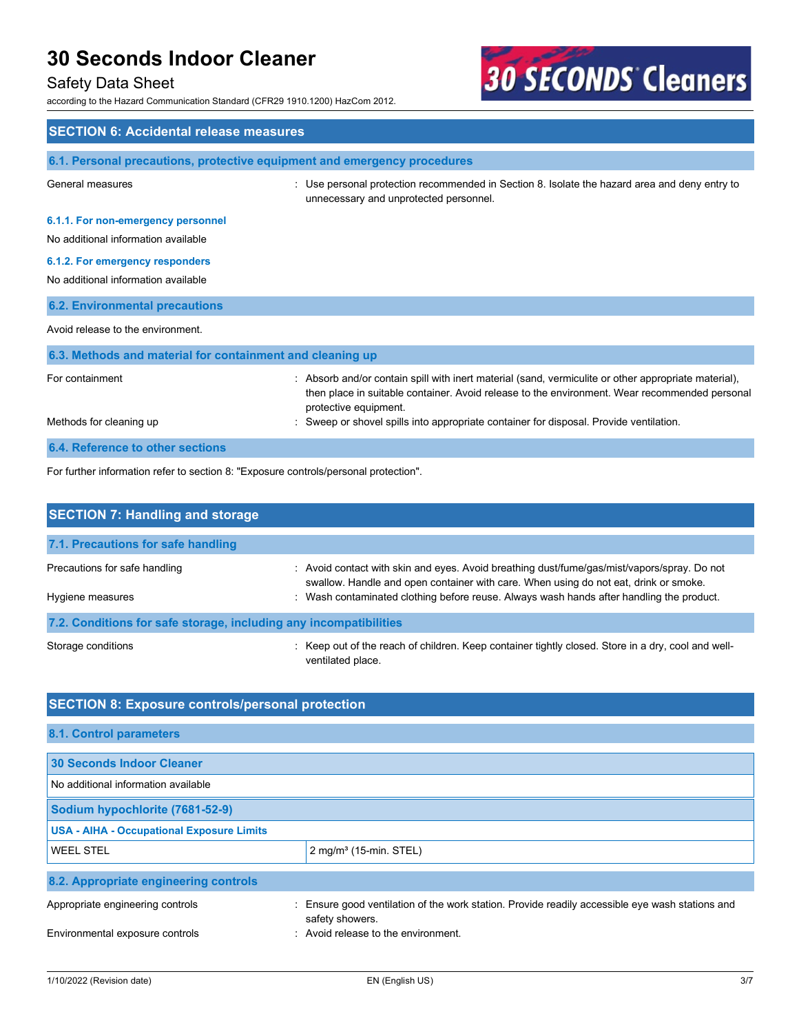## SECTION 6: Accidental release measures

### 6.1. Personal precautions, protective equipment and emergency procedures

General measures : Use personal protection recommended in Section 8. Isolate the hazard area and deny entry to unnecessary and unprotected personnel.

#### 6.1.1. For non-emergency personnel

No additional information available

#### 6.1.2. For emergency responders

No additional information available

### 6.2. Environmental precautions

Avoid release to the environment.

### 6.3. Methods and material for containment and cleaning up

For containment : Absorb and/or contain spill with inert material (sand, vermiculite or other appropriate material), then place in suitable container. Avoid release to the environment. Wear recommended personal protective equipment.

Methods for cleaning up : Sweep or shovel spills into appropriate container for disposal. Provide ventilation.

### 6.4. Reference to other sections

For further information refer to section 8: "Exposure controls/personal protection".

## SECTION 7: Handling and storage

### 7.1. Precautions for safe handling

Precautions for safe handling : Avoid contact with skin and eyes. Avoid breathing dust/fume/gas/mist/vapors/spray. Do not swallow. Handle and open container with care. When using do not eat, drink or smoke.

Hygiene measures : Wash contaminated clothing before reuse. Always wash hands after handling the product.

### 7.2. Conditions for safe storage, including any incompatibilities

Storage conditions : Keep out of the reach of children. Keep container tightly closed. Store in a dry, cool and well-ventilated place.

## SECTION 8: Exposure controls/personal protection

### 8.1. Control parameters

| 30 Seconds Indoor Cleaner | |
|---|---|
| No additional information available | |
| **Sodium hypochlorite (7681-52-9)** | |
| **USA - AIHA - Occupational Exposure Limits** | |
| WEEL STEL | 2 mg/m³ (15-min. STEL) |

### 8.2. Appropriate engineering controls

Appropriate engineering controls : Ensure good ventilation of the work station. Provide readily accessible eye wash stations and safety showers.

Environmental exposure controls : Avoid release to the environment.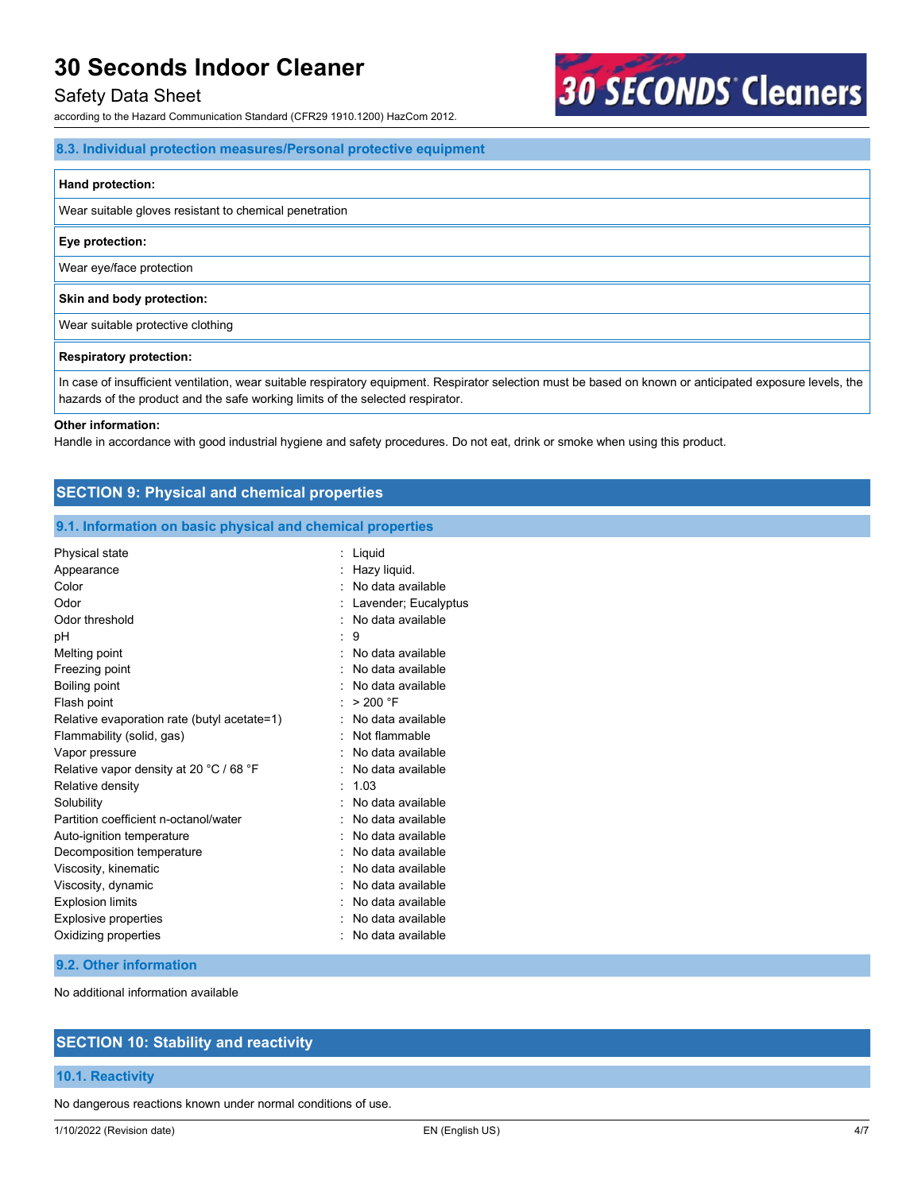### 8.3. Individual protection measures/Personal protective equipment

| Hand protection: |
|---|
| Wear suitable gloves resistant to chemical penetration |

| Eye protection: |
|---|
| Wear eye/face protection |

| Skin and body protection: |
|---|
| Wear suitable protective clothing |

| Respiratory protection: |
|---|
| In case of insufficient ventilation, wear suitable respiratory equipment. Respirator selection must be based on known or anticipated exposure levels, the hazards of the product and the safe working limits of the selected respirator. |

**Other information:**

Handle in accordance with good industrial hygiene and safety procedures. Do not eat, drink or smoke when using this product.

## SECTION 9: Physical and chemical properties

### 9.1. Information on basic physical and chemical properties

| | |
|---|---|
| Physical state | : Liquid |
| Appearance | : Hazy liquid. |
| Color | : No data available |
| Odor | : Lavender; Eucalyptus |
| Odor threshold | : No data available |
| pH | : 9 |
| Melting point | : No data available |
| Freezing point | : No data available |
| Boiling point | : No data available |
| Flash point | : > 200 °F |
| Relative evaporation rate (butyl acetate=1) | : No data available |
| Flammability (solid, gas) | : Not flammable |
| Vapor pressure | : No data available |
| Relative vapor density at 20 °C / 68 °F | : No data available |
| Relative density | : 1.03 |
| Solubility | : No data available |
| Partition coefficient n-octanol/water | : No data available |
| Auto-ignition temperature | : No data available |
| Decomposition temperature | : No data available |
| Viscosity, kinematic | : No data available |
| Viscosity, dynamic | : No data available |
| Explosion limits | : No data available |
| Explosive properties | : No data available |
| Oxidizing properties | : No data available |

### 9.2. Other information

No additional information available

## SECTION 10: Stability and reactivity

### 10.1. Reactivity

No dangerous reactions known under normal conditions of use.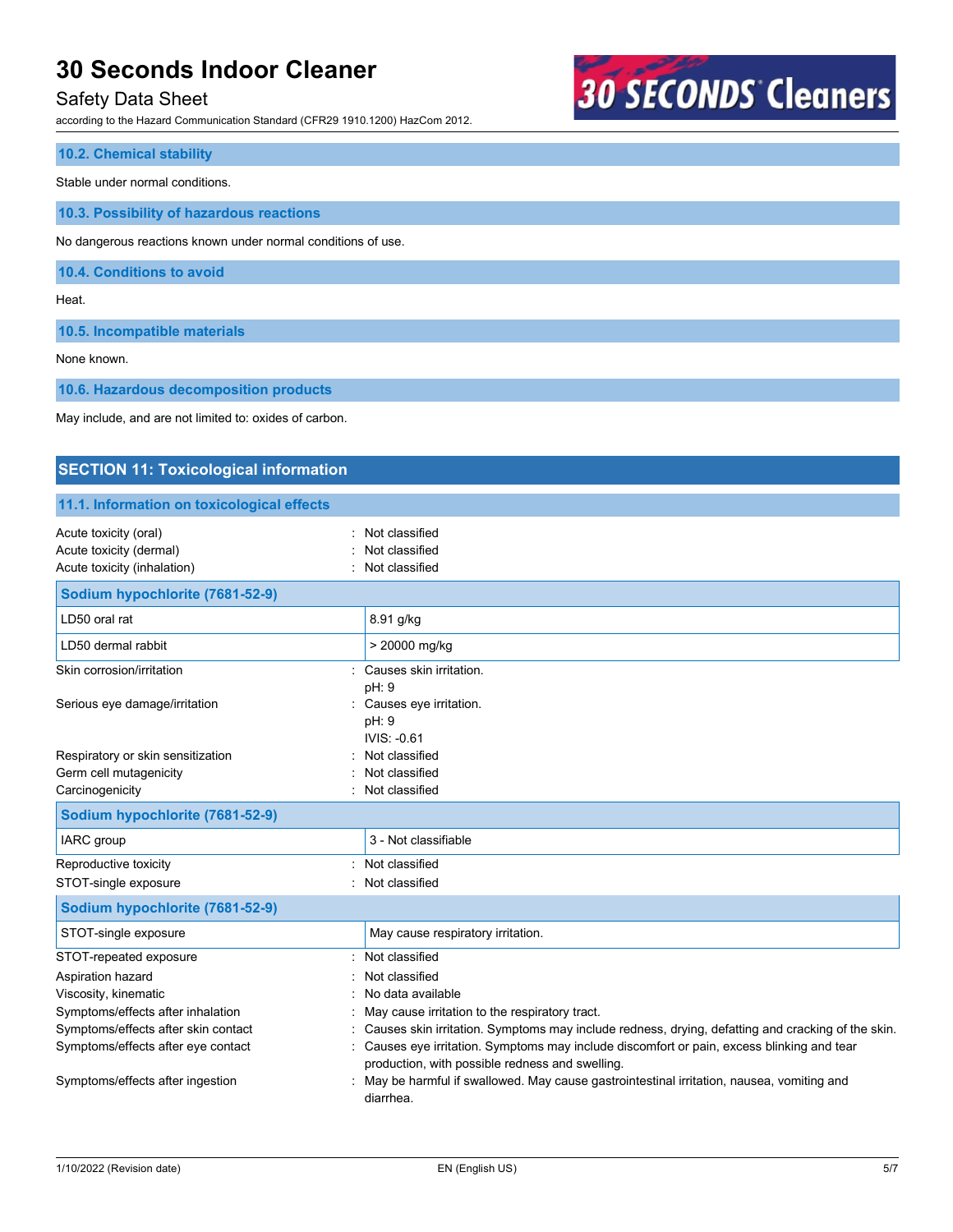### 10.2. Chemical stability

Stable under normal conditions.

### 10.3. Possibility of hazardous reactions

No dangerous reactions known under normal conditions of use.

### 10.4. Conditions to avoid

Heat.

### 10.5. Incompatible materials

None known.

### 10.6. Hazardous decomposition products

May include, and are not limited to: oxides of carbon.

## SECTION 11: Toxicological information

### 11.1. Information on toxicological effects

Acute toxicity (oral) : Not classified
Acute toxicity (dermal) : Not classified
Acute toxicity (inhalation) : Not classified

| Sodium hypochlorite (7681-52-9) | |
|---|---|
| LD50 oral rat | 8.91 g/kg |
| LD50 dermal rabbit | > 20000 mg/kg |

Skin corrosion/irritation : Causes skin irritation.
pH: 9

Serious eye damage/irritation : Causes eye irritation.
pH: 9
IVIS: -0.61

Respiratory or skin sensitization : Not classified
Germ cell mutagenicity : Not classified
Carcinogenicity : Not classified

| Sodium hypochlorite (7681-52-9) | |
|---|---|
| IARC group | 3 - Not classifiable |

Reproductive toxicity : Not classified
STOT-single exposure : Not classified

| Sodium hypochlorite (7681-52-9) | |
|---|---|
| STOT-single exposure | May cause respiratory irritation. |

STOT-repeated exposure : Not classified
Aspiration hazard : Not classified
Viscosity, kinematic : No data available
Symptoms/effects after inhalation : May cause irritation to the respiratory tract.
Symptoms/effects after skin contact : Causes skin irritation. Symptoms may include redness, drying, defatting and cracking of the skin.
Symptoms/effects after eye contact : Causes eye irritation. Symptoms may include discomfort or pain, excess blinking and tear production, with possible redness and swelling.
Symptoms/effects after ingestion : May be harmful if swallowed. May cause gastrointestinal irritation, nausea, vomiting and diarrhea.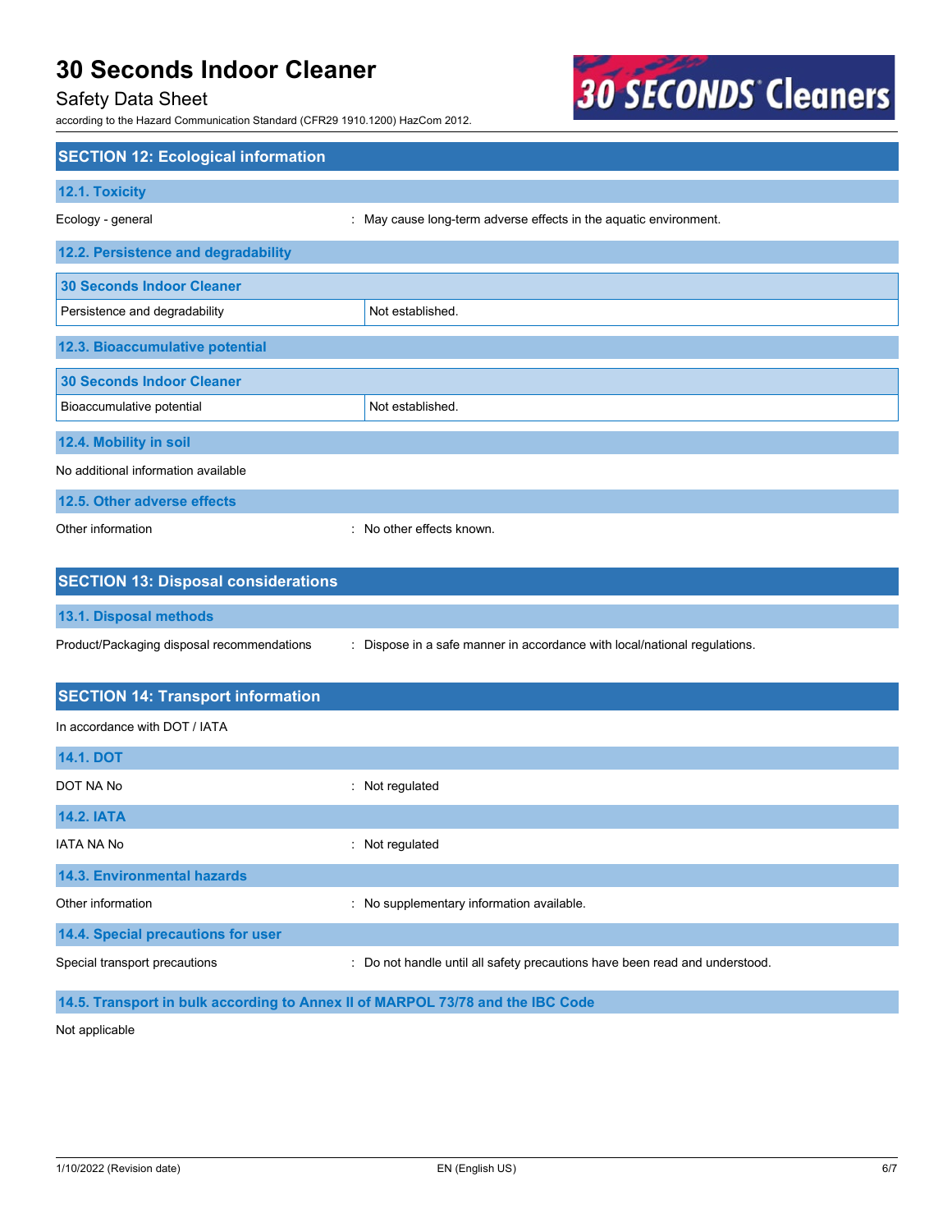## SECTION 12: Ecological information

### 12.1. Toxicity

Ecology - general : May cause long-term adverse effects in the aquatic environment.

### 12.2. Persistence and degradability

| 30 Seconds Indoor Cleaner | |
|---|---|
| Persistence and degradability | Not established. |

### 12.3. Bioaccumulative potential

| 30 Seconds Indoor Cleaner | |
|---|---|
| Bioaccumulative potential | Not established. |

### 12.4. Mobility in soil

No additional information available

### 12.5. Other adverse effects

Other information : No other effects known.

## SECTION 13: Disposal considerations

### 13.1. Disposal methods

Product/Packaging disposal recommendations : Dispose in a safe manner in accordance with local/national regulations.

## SECTION 14: Transport information

In accordance with DOT / IATA

### 14.1. DOT

DOT NA No : Not regulated

### 14.2. IATA

IATA NA No : Not regulated

### 14.3. Environmental hazards

Other information : No supplementary information available.

### 14.4. Special precautions for user

Special transport precautions : Do not handle until all safety precautions have been read and understood.

### 14.5. Transport in bulk according to Annex II of MARPOL 73/78 and the IBC Code

Not applicable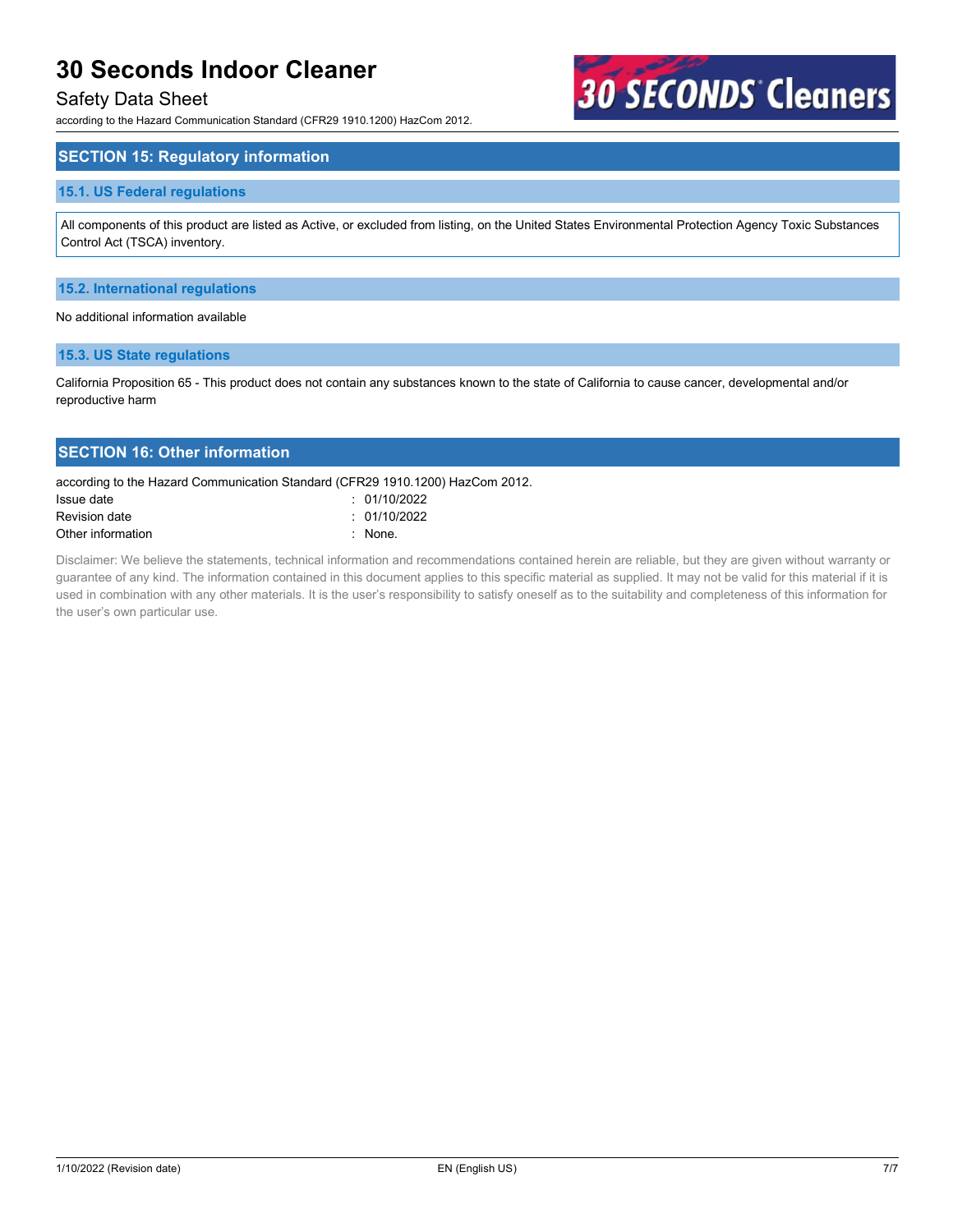## SECTION 15: Regulatory information

### 15.1. US Federal regulations

All components of this product are listed as Active, or excluded from listing, on the United States Environmental Protection Agency Toxic Substances Control Act (TSCA) inventory.

### 15.2. International regulations

No additional information available

### 15.3. US State regulations

California Proposition 65 - This product does not contain any substances known to the state of California to cause cancer, developmental and/or reproductive harm

## SECTION 16: Other information

according to the Hazard Communication Standard (CFR29 1910.1200) HazCom 2012.

| | |
|---|---|
| Issue date | : 01/10/2022 |
| Revision date | : 01/10/2022 |
| Other information | : None. |

Disclaimer: We believe the statements, technical information and recommendations contained herein are reliable, but they are given without warranty or guarantee of any kind. The information contained in this document applies to this specific material as supplied. It may not be valid for this material if it is used in combination with any other materials. It is the user's responsibility to satisfy oneself as to the suitability and completeness of this information for the user's own particular use.